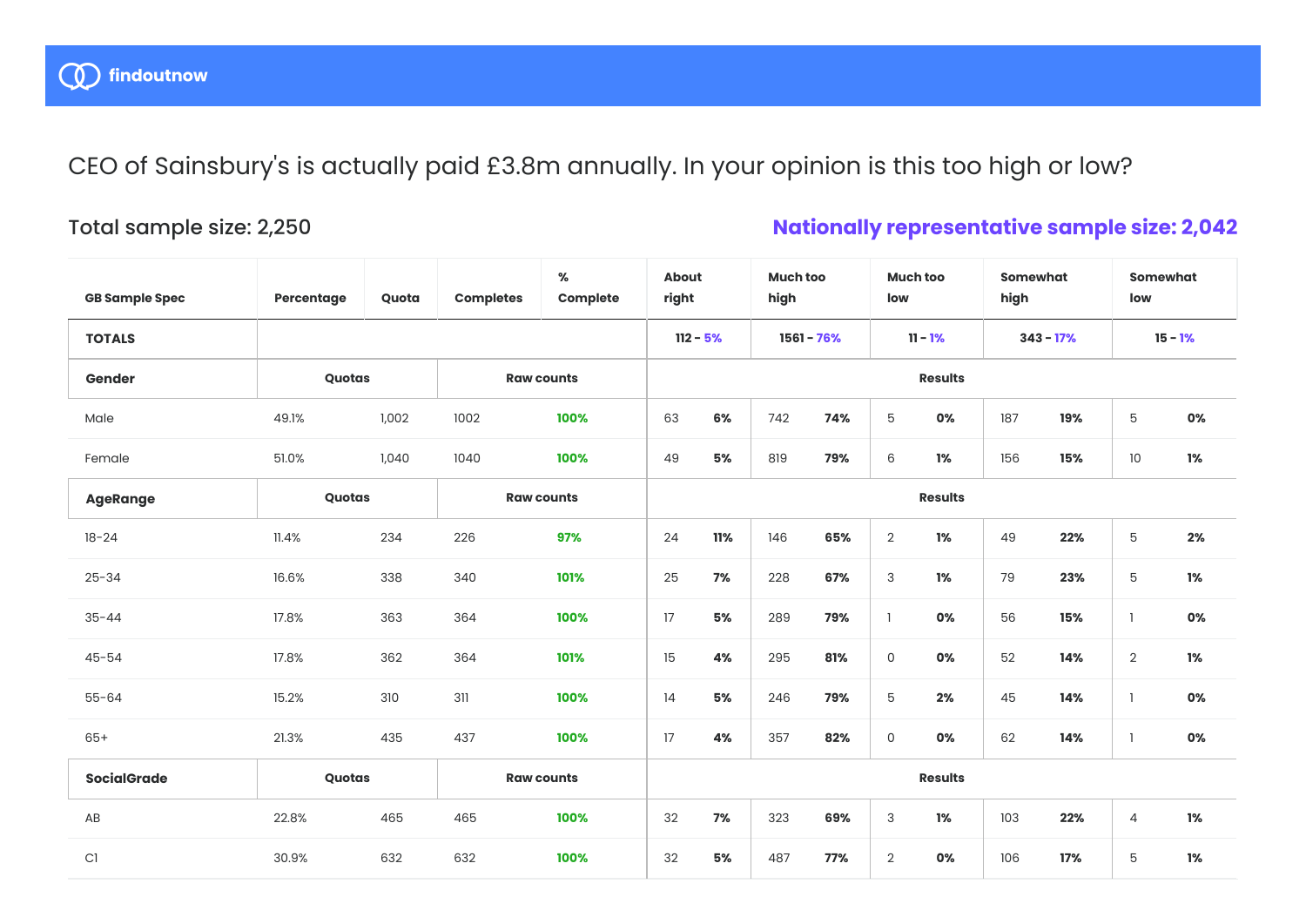findoutnow

# CEO of Sainsbury's is actually paid £3.8m annually. In your opinion is this too high or low?

**Total sample size: 2,250**

**Nationally representative sample size: 2,042**

| GB Sample Spec | Percentage | Quota | Completes | % Complete | About right | | Much too high | | Much too low | | Somewhat high | | Somewhat low | |
|---|---|---|---|---|---|---|---|---|---|---|---|---|---|---|
| **TOTALS** | | | | | 112 - 5% | | 1561 - 76% | | 11 - 1% | | 343 - 17% | | 15 - 1% | |
| **Gender** | Quotas | | Raw counts | | Results | | | | | | | | | |
| Male | 49.1% | 1,002 | 1002 | 100% | 63 | 6% | 742 | 74% | 5 | 0% | 187 | 19% | 5 | 0% |
| Female | 51.0% | 1,040 | 1040 | 100% | 49 | 5% | 819 | 79% | 6 | 1% | 156 | 15% | 10 | 1% |
| **AgeRange** | Quotas | | Raw counts | | Results | | | | | | | | | |
| 18-24 | 11.4% | 234 | 226 | 97% | 24 | 11% | 146 | 65% | 2 | 1% | 49 | 22% | 5 | 2% |
| 25-34 | 16.6% | 338 | 340 | 101% | 25 | 7% | 228 | 67% | 3 | 1% | 79 | 23% | 5 | 1% |
| 35-44 | 17.8% | 363 | 364 | 100% | 17 | 5% | 289 | 79% | 1 | 0% | 56 | 15% | 1 | 0% |
| 45-54 | 17.8% | 362 | 364 | 101% | 15 | 4% | 295 | 81% | 0 | 0% | 52 | 14% | 2 | 1% |
| 55-64 | 15.2% | 310 | 311 | 100% | 14 | 5% | 246 | 79% | 5 | 2% | 45 | 14% | 1 | 0% |
| 65+ | 21.3% | 435 | 437 | 100% | 17 | 4% | 357 | 82% | 0 | 0% | 62 | 14% | 1 | 0% |
| **SocialGrade** | Quotas | | Raw counts | | Results | | | | | | | | | |
| AB | 22.8% | 465 | 465 | 100% | 32 | 7% | 323 | 69% | 3 | 1% | 103 | 22% | 4 | 1% |
| C1 | 30.9% | 632 | 632 | 100% | 32 | 5% | 487 | 77% | 2 | 0% | 106 | 17% | 5 | 1% |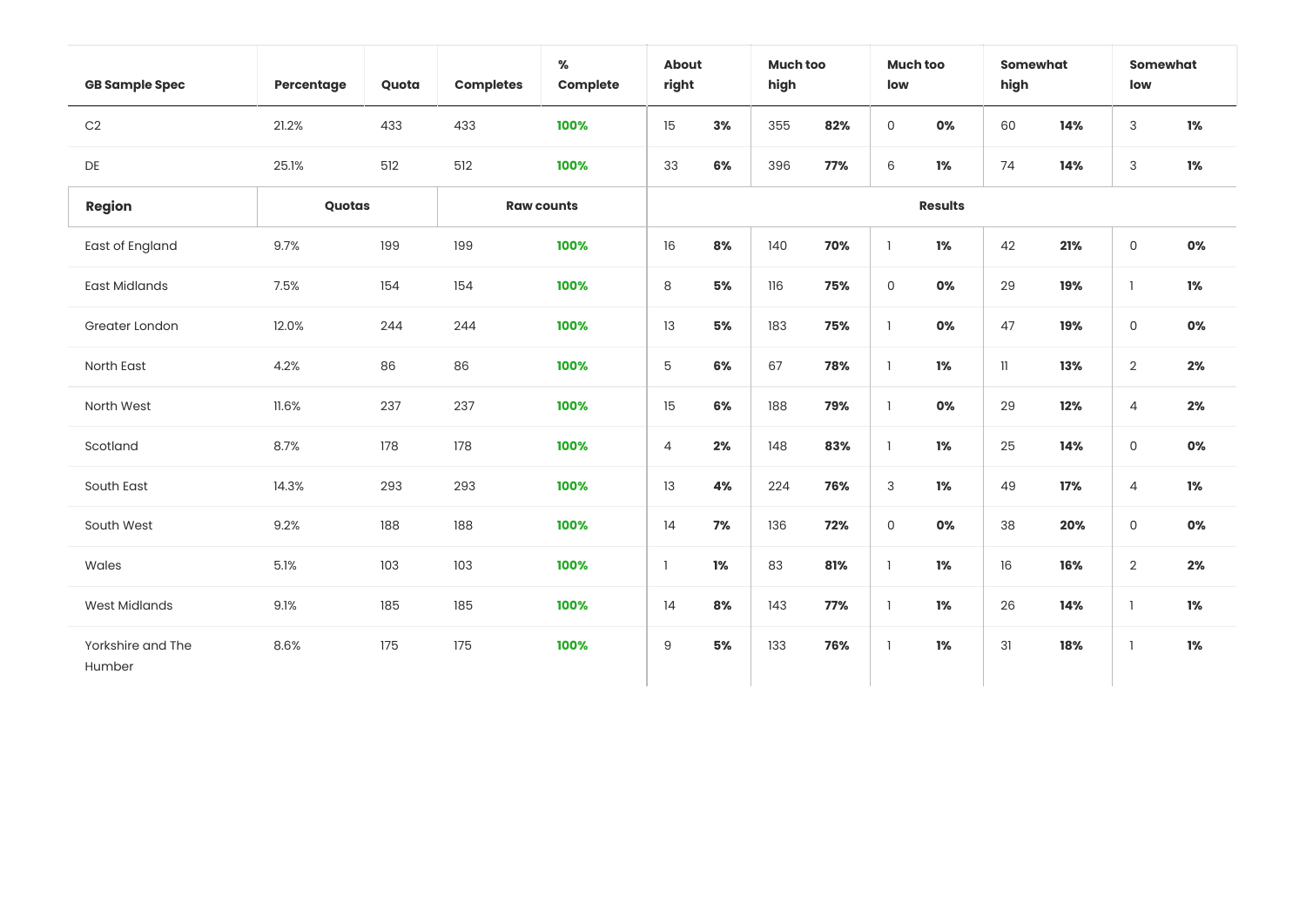| GB Sample Spec | Percentage | Quota | Completes | % Complete | About right | | Much too high | | Much too low | | Somewhat high | | Somewhat low | |
|---|---|---|---|---|---|---|---|---|---|---|---|---|---|---|
| C2 | 21.2% | 433 | 433 | **100%** | 15 | **3%** | 355 | **82%** | 0 | **0%** | 60 | **14%** | 3 | **1%** |
| DE | 25.1% | 512 | 512 | **100%** | 33 | **6%** | 396 | **77%** | 6 | **1%** | 74 | **14%** | 3 | **1%** |
| **Region** | **Quotas** | | **Raw counts** | | **Results** | | | | | | | | | |
| East of England | 9.7% | 199 | 199 | **100%** | 16 | **8%** | 140 | **70%** | 1 | **1%** | 42 | **21%** | 0 | **0%** |
| East Midlands | 7.5% | 154 | 154 | **100%** | 8 | **5%** | 116 | **75%** | 0 | **0%** | 29 | **19%** | 1 | **1%** |
| Greater London | 12.0% | 244 | 244 | **100%** | 13 | **5%** | 183 | **75%** | 1 | **0%** | 47 | **19%** | 0 | **0%** |
| North East | 4.2% | 86 | 86 | **100%** | 5 | **6%** | 67 | **78%** | 1 | **1%** | 11 | **13%** | 2 | **2%** |
| North West | 11.6% | 237 | 237 | **100%** | 15 | **6%** | 188 | **79%** | 1 | **0%** | 29 | **12%** | 4 | **2%** |
| Scotland | 8.7% | 178 | 178 | **100%** | 4 | **2%** | 148 | **83%** | 1 | **1%** | 25 | **14%** | 0 | **0%** |
| South East | 14.3% | 293 | 293 | **100%** | 13 | **4%** | 224 | **76%** | 3 | **1%** | 49 | **17%** | 4 | **1%** |
| South West | 9.2% | 188 | 188 | **100%** | 14 | **7%** | 136 | **72%** | 0 | **0%** | 38 | **20%** | 0 | **0%** |
| Wales | 5.1% | 103 | 103 | **100%** | 1 | **1%** | 83 | **81%** | 1 | **1%** | 16 | **16%** | 2 | **2%** |
| West Midlands | 9.1% | 185 | 185 | **100%** | 14 | **8%** | 143 | **77%** | 1 | **1%** | 26 | **14%** | 1 | **1%** |
| Yorkshire and The Humber | 8.6% | 175 | 175 | **100%** | 9 | **5%** | 133 | **76%** | 1 | **1%** | 31 | **18%** | 1 | **1%** |